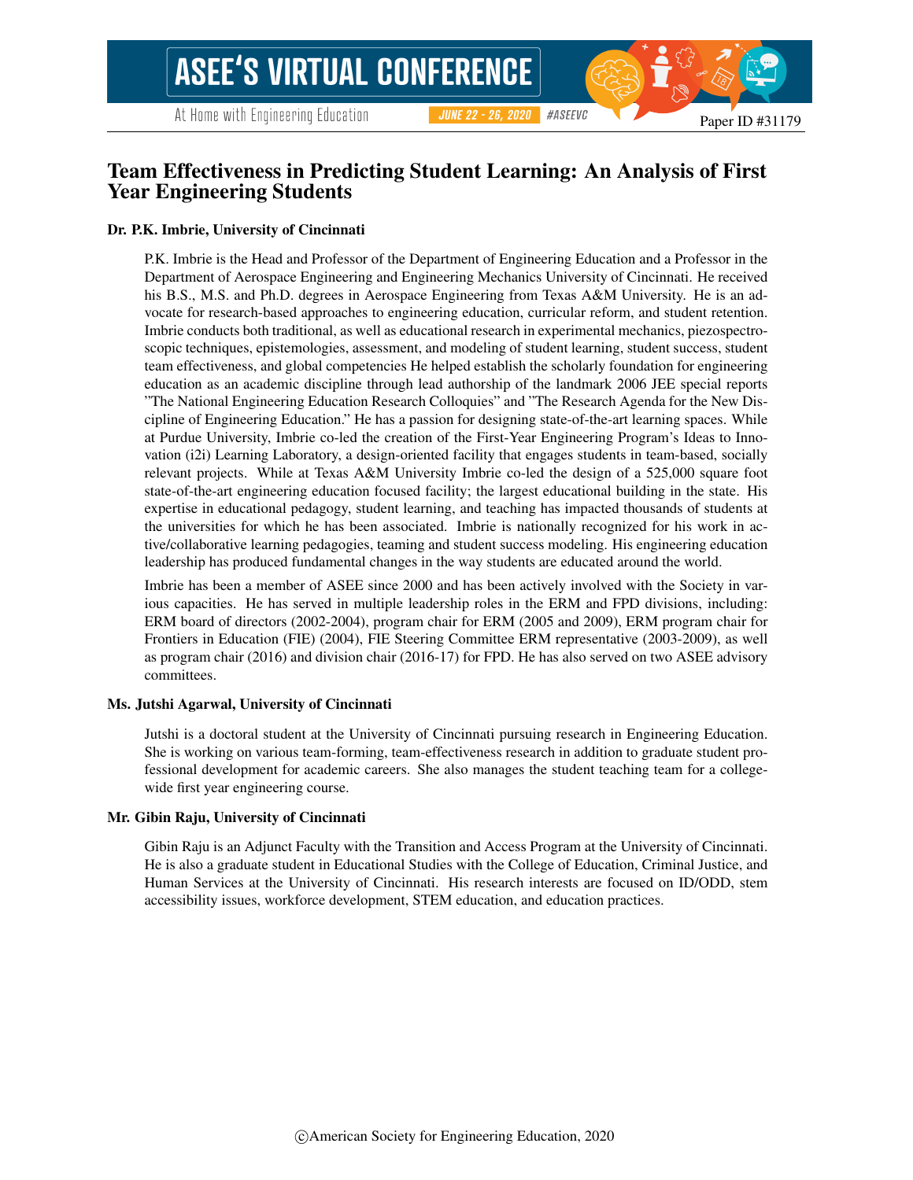Paper ID #31179

# Team Effectiveness in Predicting Student Learning: An Analysis of First Year Engineering Students

**Dr. P.K. Imbrie, University of Cincinnati**

P.K. Imbrie is the Head and Professor of the Department of Engineering Education and a Professor in the Department of Aerospace Engineering and Engineering Mechanics University of Cincinnati. He received his B.S., M.S. and Ph.D. degrees in Aerospace Engineering from Texas A&M University. He is an advocate for research-based approaches to engineering education, curricular reform, and student retention. Imbrie conducts both traditional, as well as educational research in experimental mechanics, piezospectroscopic techniques, epistemologies, assessment, and modeling of student learning, student success, student team effectiveness, and global competencies He helped establish the scholarly foundation for engineering education as an academic discipline through lead authorship of the landmark 2006 JEE special reports "The National Engineering Education Research Colloquies" and "The Research Agenda for the New Discipline of Engineering Education." He has a passion for designing state-of-the-art learning spaces. While at Purdue University, Imbrie co-led the creation of the First-Year Engineering Program's Ideas to Innovation (i2i) Learning Laboratory, a design-oriented facility that engages students in team-based, socially relevant projects. While at Texas A&M University Imbrie co-led the design of a 525,000 square foot state-of-the-art engineering education focused facility; the largest educational building in the state. His expertise in educational pedagogy, student learning, and teaching has impacted thousands of students at the universities for which he has been associated. Imbrie is nationally recognized for his work in active/collaborative learning pedagogies, teaming and student success modeling. His engineering education leadership has produced fundamental changes in the way students are educated around the world.

Imbrie has been a member of ASEE since 2000 and has been actively involved with the Society in various capacities. He has served in multiple leadership roles in the ERM and FPD divisions, including: ERM board of directors (2002-2004), program chair for ERM (2005 and 2009), ERM program chair for Frontiers in Education (FIE) (2004), FIE Steering Committee ERM representative (2003-2009), as well as program chair (2016) and division chair (2016-17) for FPD. He has also served on two ASEE advisory committees.

**Ms. Jutshi Agarwal, University of Cincinnati**

Jutshi is a doctoral student at the University of Cincinnati pursuing research in Engineering Education. She is working on various team-forming, team-effectiveness research in addition to graduate student professional development for academic careers. She also manages the student teaching team for a college-wide first year engineering course.

**Mr. Gibin Raju, University of Cincinnati**

Gibin Raju is an Adjunct Faculty with the Transition and Access Program at the University of Cincinnati. He is also a graduate student in Educational Studies with the College of Education, Criminal Justice, and Human Services at the University of Cincinnati. His research interests are focused on ID/ODD, stem accessibility issues, workforce development, STEM education, and education practices.

©American Society for Engineering Education, 2020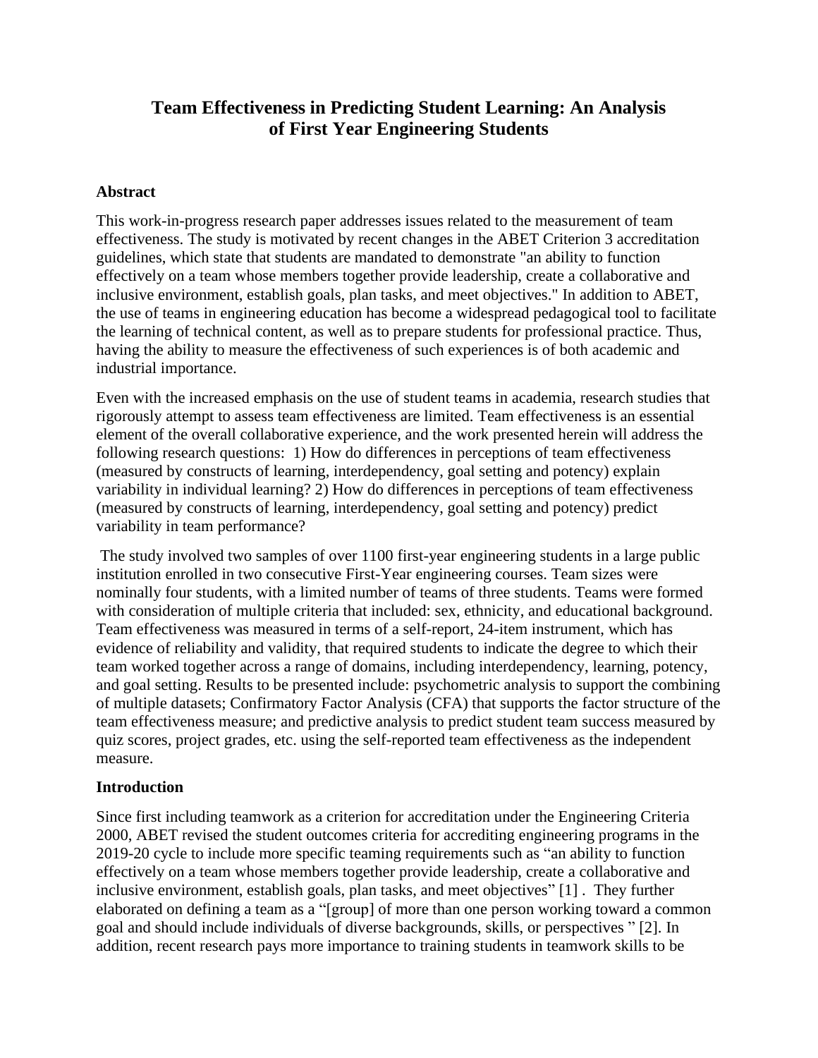# Team Effectiveness in Predicting Student Learning: An Analysis of First Year Engineering Students

## Abstract

This work-in-progress research paper addresses issues related to the measurement of team effectiveness. The study is motivated by recent changes in the ABET Criterion 3 accreditation guidelines, which state that students are mandated to demonstrate "an ability to function effectively on a team whose members together provide leadership, create a collaborative and inclusive environment, establish goals, plan tasks, and meet objectives." In addition to ABET, the use of teams in engineering education has become a widespread pedagogical tool to facilitate the learning of technical content, as well as to prepare students for professional practice. Thus, having the ability to measure the effectiveness of such experiences is of both academic and industrial importance.

Even with the increased emphasis on the use of student teams in academia, research studies that rigorously attempt to assess team effectiveness are limited. Team effectiveness is an essential element of the overall collaborative experience, and the work presented herein will address the following research questions: 1) How do differences in perceptions of team effectiveness (measured by constructs of learning, interdependency, goal setting and potency) explain variability in individual learning? 2) How do differences in perceptions of team effectiveness (measured by constructs of learning, interdependency, goal setting and potency) predict variability in team performance?

The study involved two samples of over 1100 first-year engineering students in a large public institution enrolled in two consecutive First-Year engineering courses. Team sizes were nominally four students, with a limited number of teams of three students. Teams were formed with consideration of multiple criteria that included: sex, ethnicity, and educational background. Team effectiveness was measured in terms of a self-report, 24-item instrument, which has evidence of reliability and validity, that required students to indicate the degree to which their team worked together across a range of domains, including interdependency, learning, potency, and goal setting. Results to be presented include: psychometric analysis to support the combining of multiple datasets; Confirmatory Factor Analysis (CFA) that supports the factor structure of the team effectiveness measure; and predictive analysis to predict student team success measured by quiz scores, project grades, etc. using the self-reported team effectiveness as the independent measure.

## Introduction

Since first including teamwork as a criterion for accreditation under the Engineering Criteria 2000, ABET revised the student outcomes criteria for accrediting engineering programs in the 2019-20 cycle to include more specific teaming requirements such as "an ability to function effectively on a team whose members together provide leadership, create a collaborative and inclusive environment, establish goals, plan tasks, and meet objectives" [1] . They further elaborated on defining a team as a "[group] of more than one person working toward a common goal and should include individuals of diverse backgrounds, skills, or perspectives " [2]. In addition, recent research pays more importance to training students in teamwork skills to be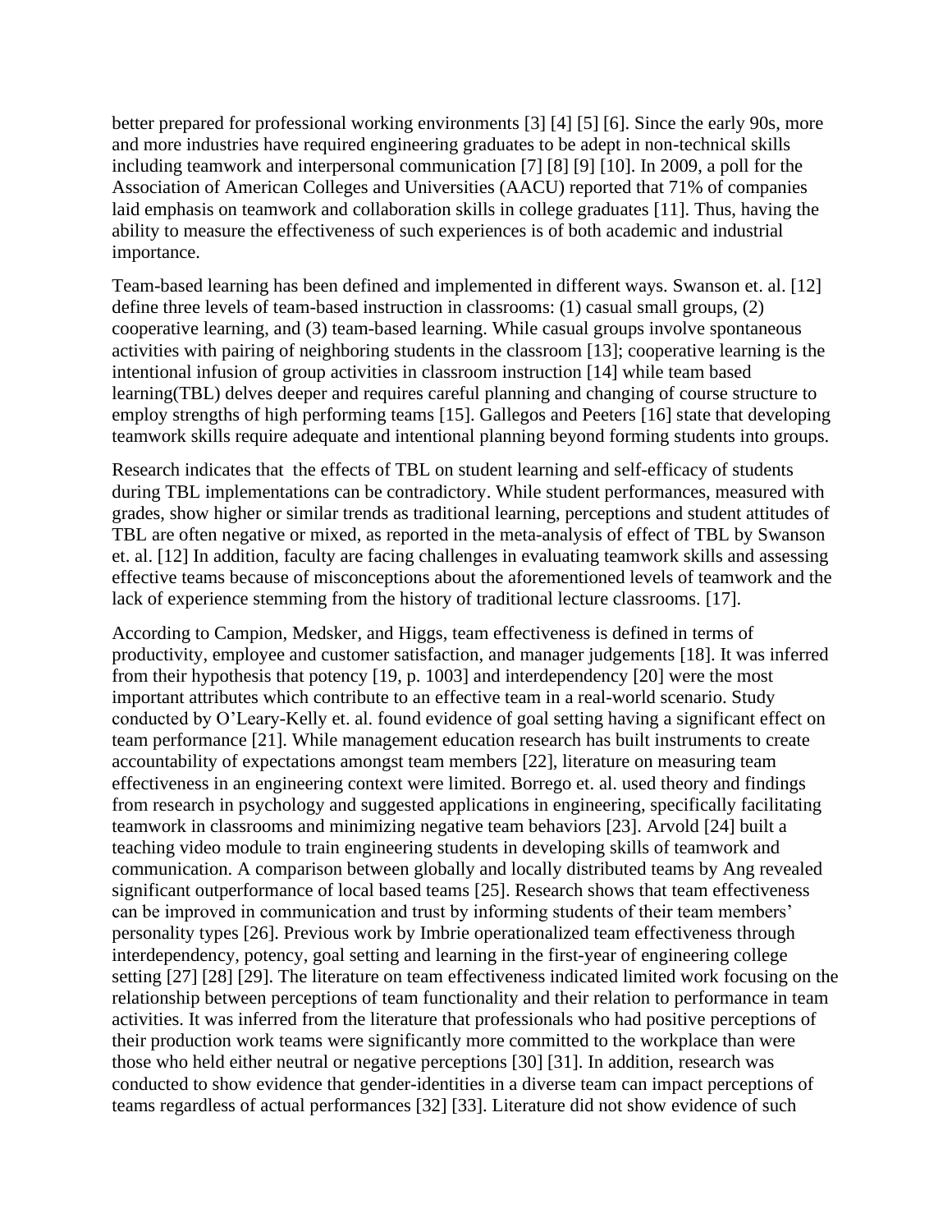better prepared for professional working environments [3] [4] [5] [6]. Since the early 90s, more and more industries have required engineering graduates to be adept in non-technical skills including teamwork and interpersonal communication [7] [8] [9] [10]. In 2009, a poll for the Association of American Colleges and Universities (AACU) reported that 71% of companies laid emphasis on teamwork and collaboration skills in college graduates [11]. Thus, having the ability to measure the effectiveness of such experiences is of both academic and industrial importance.

Team-based learning has been defined and implemented in different ways. Swanson et. al. [12] define three levels of team-based instruction in classrooms: (1) casual small groups, (2) cooperative learning, and (3) team-based learning. While casual groups involve spontaneous activities with pairing of neighboring students in the classroom [13]; cooperative learning is the intentional infusion of group activities in classroom instruction [14] while team based learning(TBL) delves deeper and requires careful planning and changing of course structure to employ strengths of high performing teams [15]. Gallegos and Peeters [16] state that developing teamwork skills require adequate and intentional planning beyond forming students into groups.

Research indicates that  the effects of TBL on student learning and self-efficacy of students during TBL implementations can be contradictory. While student performances, measured with grades, show higher or similar trends as traditional learning, perceptions and student attitudes of TBL are often negative or mixed, as reported in the meta-analysis of effect of TBL by Swanson et. al. [12] In addition, faculty are facing challenges in evaluating teamwork skills and assessing effective teams because of misconceptions about the aforementioned levels of teamwork and the lack of experience stemming from the history of traditional lecture classrooms. [17].

According to Campion, Medsker, and Higgs, team effectiveness is defined in terms of productivity, employee and customer satisfaction, and manager judgements [18]. It was inferred from their hypothesis that potency [19, p. 1003] and interdependency [20] were the most important attributes which contribute to an effective team in a real-world scenario. Study conducted by O'Leary-Kelly et. al. found evidence of goal setting having a significant effect on team performance [21]. While management education research has built instruments to create accountability of expectations amongst team members [22], literature on measuring team effectiveness in an engineering context were limited. Borrego et. al. used theory and findings from research in psychology and suggested applications in engineering, specifically facilitating teamwork in classrooms and minimizing negative team behaviors [23]. Arvold [24] built a teaching video module to train engineering students in developing skills of teamwork and communication. A comparison between globally and locally distributed teams by Ang revealed significant outperformance of local based teams [25]. Research shows that team effectiveness can be improved in communication and trust by informing students of their team members' personality types [26]. Previous work by Imbrie operationalized team effectiveness through interdependency, potency, goal setting and learning in the first-year of engineering college setting [27] [28] [29]. The literature on team effectiveness indicated limited work focusing on the relationship between perceptions of team functionality and their relation to performance in team activities. It was inferred from the literature that professionals who had positive perceptions of their production work teams were significantly more committed to the workplace than were those who held either neutral or negative perceptions [30] [31]. In addition, research was conducted to show evidence that gender-identities in a diverse team can impact perceptions of teams regardless of actual performances [32] [33]. Literature did not show evidence of such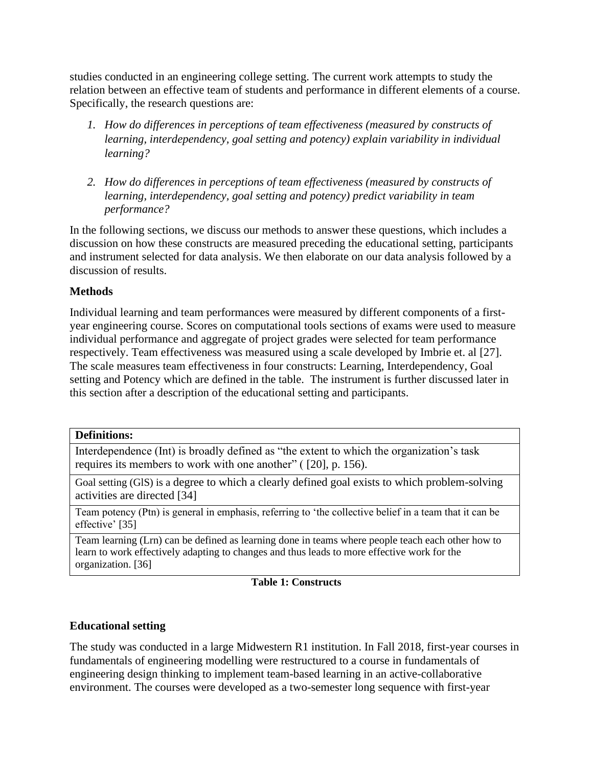studies conducted in an engineering college setting. The current work attempts to study the relation between an effective team of students and performance in different elements of a course. Specifically, the research questions are:

1. *How do differences in perceptions of team effectiveness (measured by constructs of learning, interdependency, goal setting and potency) explain variability in individual learning?*

2. *How do differences in perceptions of team effectiveness (measured by constructs of learning, interdependency, goal setting and potency) predict variability in team performance?*

In the following sections, we discuss our methods to answer these questions, which includes a discussion on how these constructs are measured preceding the educational setting, participants and instrument selected for data analysis. We then elaborate on our data analysis followed by a discussion of results.

## Methods

Individual learning and team performances were measured by different components of a first-year engineering course. Scores on computational tools sections of exams were used to measure individual performance and aggregate of project grades were selected for team performance respectively. Team effectiveness was measured using a scale developed by Imbrie et. al [27]. The scale measures team effectiveness in four constructs: Learning, Interdependency, Goal setting and Potency which are defined in the table. The instrument is further discussed later in this section after a description of the educational setting and participants.

| **Definitions:** |
|---|
| Interdependence (Int) is broadly defined as "the extent to which the organization's task requires its members to work with one another" ( [20], p. 156). |
| Goal setting (GlS) is a degree to which a clearly defined goal exists to which problem-solving activities are directed [34] |
| Team potency (Ptn) is general in emphasis, referring to 'the collective belief in a team that it can be effective' [35] |
| Team learning (Lrn) can be defined as learning done in teams where people teach each other how to learn to work effectively adapting to changes and thus leads to more effective work for the organization. [36] |

**Table 1: Constructs**

## Educational setting

The study was conducted in a large Midwestern R1 institution. In Fall 2018, first-year courses in fundamentals of engineering modelling were restructured to a course in fundamentals of engineering design thinking to implement team-based learning in an active-collaborative environment. The courses were developed as a two-semester long sequence with first-year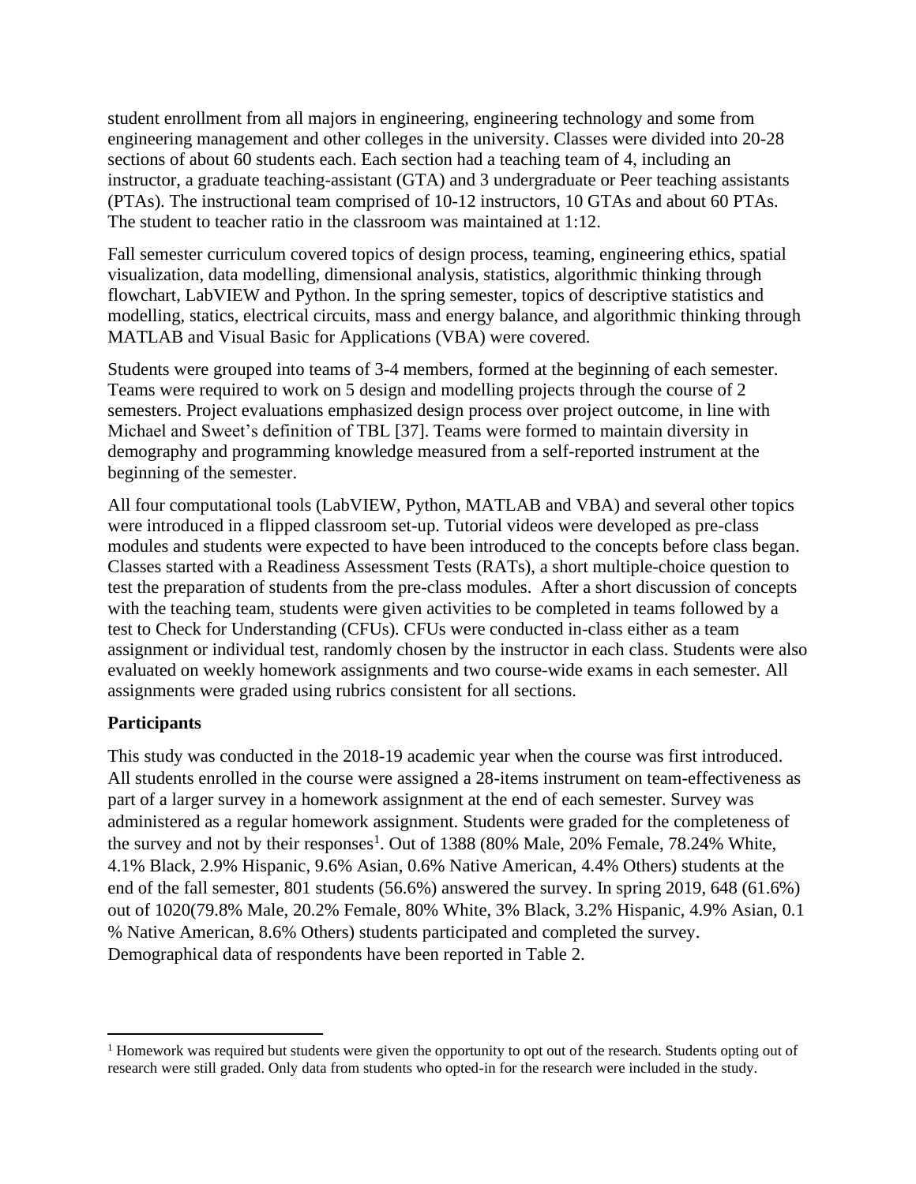student enrollment from all majors in engineering, engineering technology and some from engineering management and other colleges in the university. Classes were divided into 20-28 sections of about 60 students each. Each section had a teaching team of 4, including an instructor, a graduate teaching-assistant (GTA) and 3 undergraduate or Peer teaching assistants (PTAs). The instructional team comprised of 10-12 instructors, 10 GTAs and about 60 PTAs. The student to teacher ratio in the classroom was maintained at 1:12.

Fall semester curriculum covered topics of design process, teaming, engineering ethics, spatial visualization, data modelling, dimensional analysis, statistics, algorithmic thinking through flowchart, LabVIEW and Python. In the spring semester, topics of descriptive statistics and modelling, statics, electrical circuits, mass and energy balance, and algorithmic thinking through MATLAB and Visual Basic for Applications (VBA) were covered.

Students were grouped into teams of 3-4 members, formed at the beginning of each semester. Teams were required to work on 5 design and modelling projects through the course of 2 semesters. Project evaluations emphasized design process over project outcome, in line with Michael and Sweet's definition of TBL [37]. Teams were formed to maintain diversity in demography and programming knowledge measured from a self-reported instrument at the beginning of the semester.

All four computational tools (LabVIEW, Python, MATLAB and VBA) and several other topics were introduced in a flipped classroom set-up. Tutorial videos were developed as pre-class modules and students were expected to have been introduced to the concepts before class began. Classes started with a Readiness Assessment Tests (RATs), a short multiple-choice question to test the preparation of students from the pre-class modules. After a short discussion of concepts with the teaching team, students were given activities to be completed in teams followed by a test to Check for Understanding (CFUs). CFUs were conducted in-class either as a team assignment or individual test, randomly chosen by the instructor in each class. Students were also evaluated on weekly homework assignments and two course-wide exams in each semester. All assignments were graded using rubrics consistent for all sections.

### Participants

This study was conducted in the 2018-19 academic year when the course was first introduced. All students enrolled in the course were assigned a 28-items instrument on team-effectiveness as part of a larger survey in a homework assignment at the end of each semester. Survey was administered as a regular homework assignment. Students were graded for the completeness of the survey and not by their responses[1]. Out of 1388 (80% Male, 20% Female, 78.24% White, 4.1% Black, 2.9% Hispanic, 9.6% Asian, 0.6% Native American, 4.4% Others) students at the end of the fall semester, 801 students (56.6%) answered the survey. In spring 2019, 648 (61.6%) out of 1020(79.8% Male, 20.2% Female, 80% White, 3% Black, 3.2% Hispanic, 4.9% Asian, 0.1 % Native American, 8.6% Others) students participated and completed the survey. Demographical data of respondents have been reported in Table 2.

---

[1] Homework was required but students were given the opportunity to opt out of the research. Students opting out of research were still graded. Only data from students who opted-in for the research were included in the study.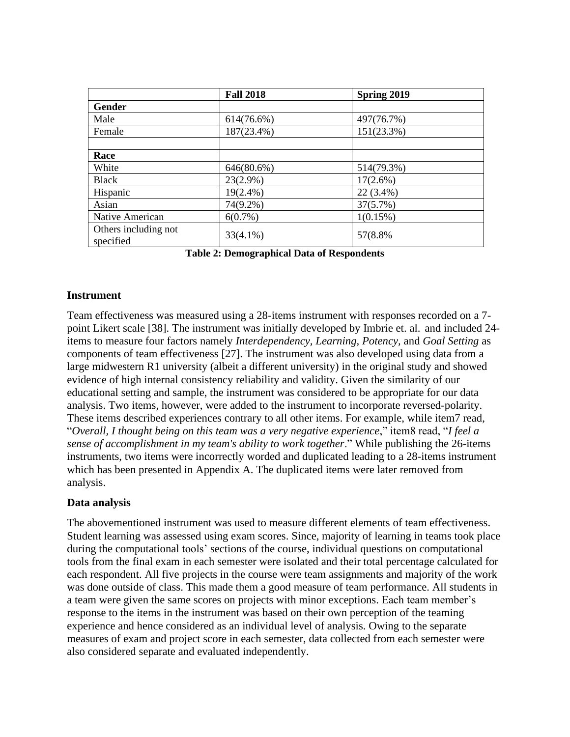| | Fall 2018 | Spring 2019 |
|---|---|---|
| **Gender** | | |
| Male | 614(76.6%) | 497(76.7%) |
| Female | 187(23.4%) | 151(23.3%) |
| | | |
| **Race** | | |
| White | 646(80.6%) | 514(79.3%) |
| Black | 23(2.9%) | 17(2.6%) |
| Hispanic | 19(2.4%) | 22 (3.4%) |
| Asian | 74(9.2%) | 37(5.7%) |
| Native American | 6(0.7%) | 1(0.15%) |
| Others including not specified | 33(4.1%) | 57(8.8% |

**Table 2: Demographical Data of Respondents**

### Instrument

Team effectiveness was measured using a 28-items instrument with responses recorded on a 7-point Likert scale [38]. The instrument was initially developed by Imbrie et. al. and included 24-items to measure four factors namely *Interdependency, Learning, Potency,* and *Goal Setting* as components of team effectiveness [27]. The instrument was also developed using data from a large midwestern R1 university (albeit a different university) in the original study and showed evidence of high internal consistency reliability and validity. Given the similarity of our educational setting and sample, the instrument was considered to be appropriate for our data analysis. Two items, however, were added to the instrument to incorporate reversed-polarity. These items described experiences contrary to all other items. For example, while item7 read, "*Overall, I thought being on this team was a very negative experience*," item8 read, "*I feel a sense of accomplishment in my team's ability to work together*." While publishing the 26-items instruments, two items were incorrectly worded and duplicated leading to a 28-items instrument which has been presented in Appendix A. The duplicated items were later removed from analysis.

### Data analysis

The abovementioned instrument was used to measure different elements of team effectiveness. Student learning was assessed using exam scores. Since, majority of learning in teams took place during the computational tools' sections of the course, individual questions on computational tools from the final exam in each semester were isolated and their total percentage calculated for each respondent. All five projects in the course were team assignments and majority of the work was done outside of class. This made them a good measure of team performance. All students in a team were given the same scores on projects with minor exceptions. Each team member's response to the items in the instrument was based on their own perception of the teaming experience and hence considered as an individual level of analysis. Owing to the separate measures of exam and project score in each semester, data collected from each semester were also considered separate and evaluated independently.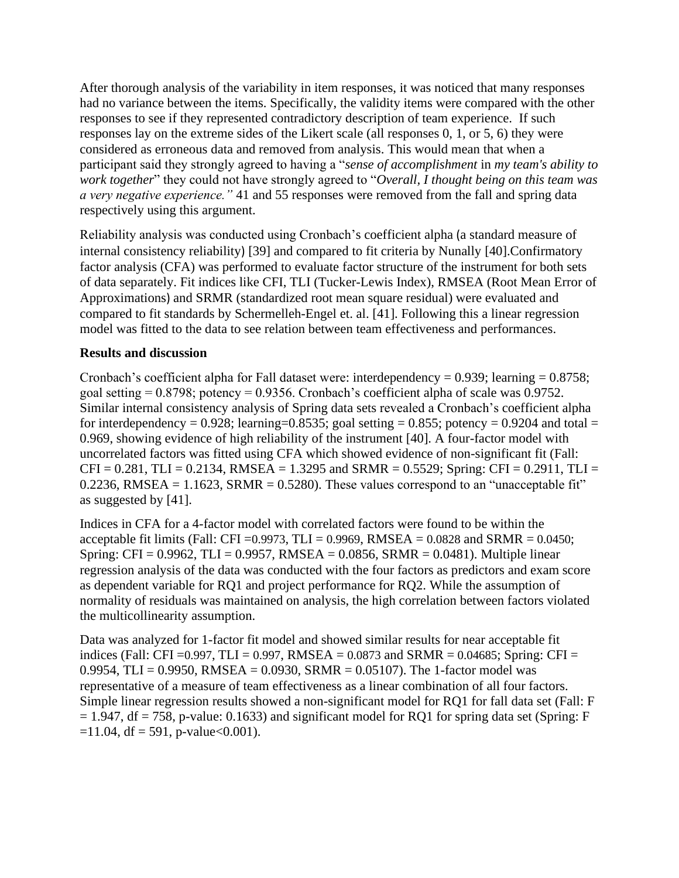After thorough analysis of the variability in item responses, it was noticed that many responses had no variance between the items. Specifically, the validity items were compared with the other responses to see if they represented contradictory description of team experience. If such responses lay on the extreme sides of the Likert scale (all responses 0, 1, or 5, 6) they were considered as erroneous data and removed from analysis. This would mean that when a participant said they strongly agreed to having a "*sense of accomplishment* in *my team's ability to work together*" they could not have strongly agreed to "*Overall, I thought being on this team was a very negative experience.*" 41 and 55 responses were removed from the fall and spring data respectively using this argument.

Reliability analysis was conducted using Cronbach's coefficient alpha (a standard measure of internal consistency reliability) [39] and compared to fit criteria by Nunally [40].Confirmatory factor analysis (CFA) was performed to evaluate factor structure of the instrument for both sets of data separately. Fit indices like CFI, TLI (Tucker-Lewis Index), RMSEA (Root Mean Error of Approximations) and SRMR (standardized root mean square residual) were evaluated and compared to fit standards by Schermelleh-Engel et. al. [41]. Following this a linear regression model was fitted to the data to see relation between team effectiveness and performances.

**Results and discussion**

Cronbach's coefficient alpha for Fall dataset were: interdependency = 0.939; learning = 0.8758; goal setting = 0.8798; potency = 0.9356. Cronbach's coefficient alpha of scale was 0.9752. Similar internal consistency analysis of Spring data sets revealed a Cronbach's coefficient alpha for interdependency = 0.928; learning=0.8535; goal setting = 0.855; potency = 0.9204 and total = 0.969, showing evidence of high reliability of the instrument [40]. A four-factor model with uncorrelated factors was fitted using CFA which showed evidence of non-significant fit (Fall: CFI = 0.281, TLI = 0.2134, RMSEA = 1.3295 and SRMR = 0.5529; Spring: CFI = 0.2911, TLI = 0.2236, RMSEA = 1.1623, SRMR = 0.5280). These values correspond to an "unacceptable fit" as suggested by [41].

Indices in CFA for a 4-factor model with correlated factors were found to be within the acceptable fit limits (Fall: CFI =0.9973, TLI = 0.9969, RMSEA = 0.0828 and SRMR = 0.0450; Spring: CFI = 0.9962, TLI = 0.9957, RMSEA = 0.0856, SRMR = 0.0481). Multiple linear regression analysis of the data was conducted with the four factors as predictors and exam score as dependent variable for RQ1 and project performance for RQ2. While the assumption of normality of residuals was maintained on analysis, the high correlation between factors violated the multicollinearity assumption.

Data was analyzed for 1-factor fit model and showed similar results for near acceptable fit indices (Fall: CFI =0.997, TLI = 0.997, RMSEA = 0.0873 and SRMR = 0.04685; Spring: CFI = 0.9954, TLI = 0.9950, RMSEA = 0.0930, SRMR = 0.05107). The 1-factor model was representative of a measure of team effectiveness as a linear combination of all four factors. Simple linear regression results showed a non-significant model for RQ1 for fall data set (Fall: $F = 1.947$, $df = 758$, p-value: 0.1633) and significant model for RQ1 for spring data set (Spring: $F = 11.04$, $df = 591$, p-value$<0.001$).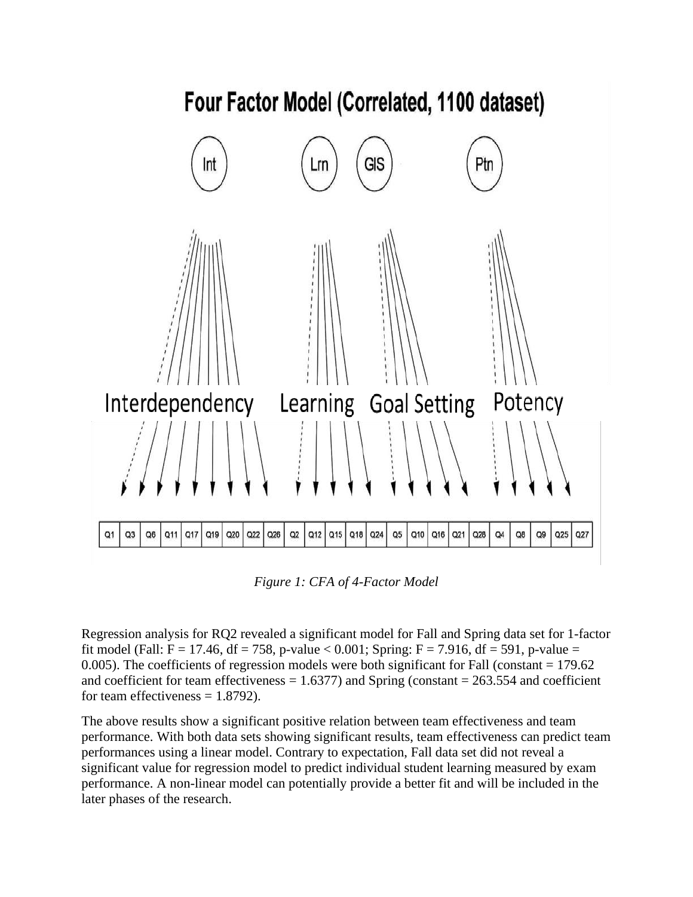*Figure 1: CFA of 4-Factor Model*

Regression analysis for RQ2 revealed a significant model for Fall and Spring data set for 1-factor fit model (Fall: $F = 17.46$, $df = 758$, p-value $< 0.001$; Spring: $F = 7.916$, $df = 591$, p-value $= 0.005$). The coefficients of regression models were both significant for Fall (constant = 179.62 and coefficient for team effectiveness = 1.6377) and Spring (constant = 263.554 and coefficient for team effectiveness = 1.8792).

The above results show a significant positive relation between team effectiveness and team performance. With both data sets showing significant results, team effectiveness can predict team performances using a linear model. Contrary to expectation, Fall data set did not reveal a significant value for regression model to predict individual student learning measured by exam performance. A non-linear model can potentially provide a better fit and will be included in the later phases of the research.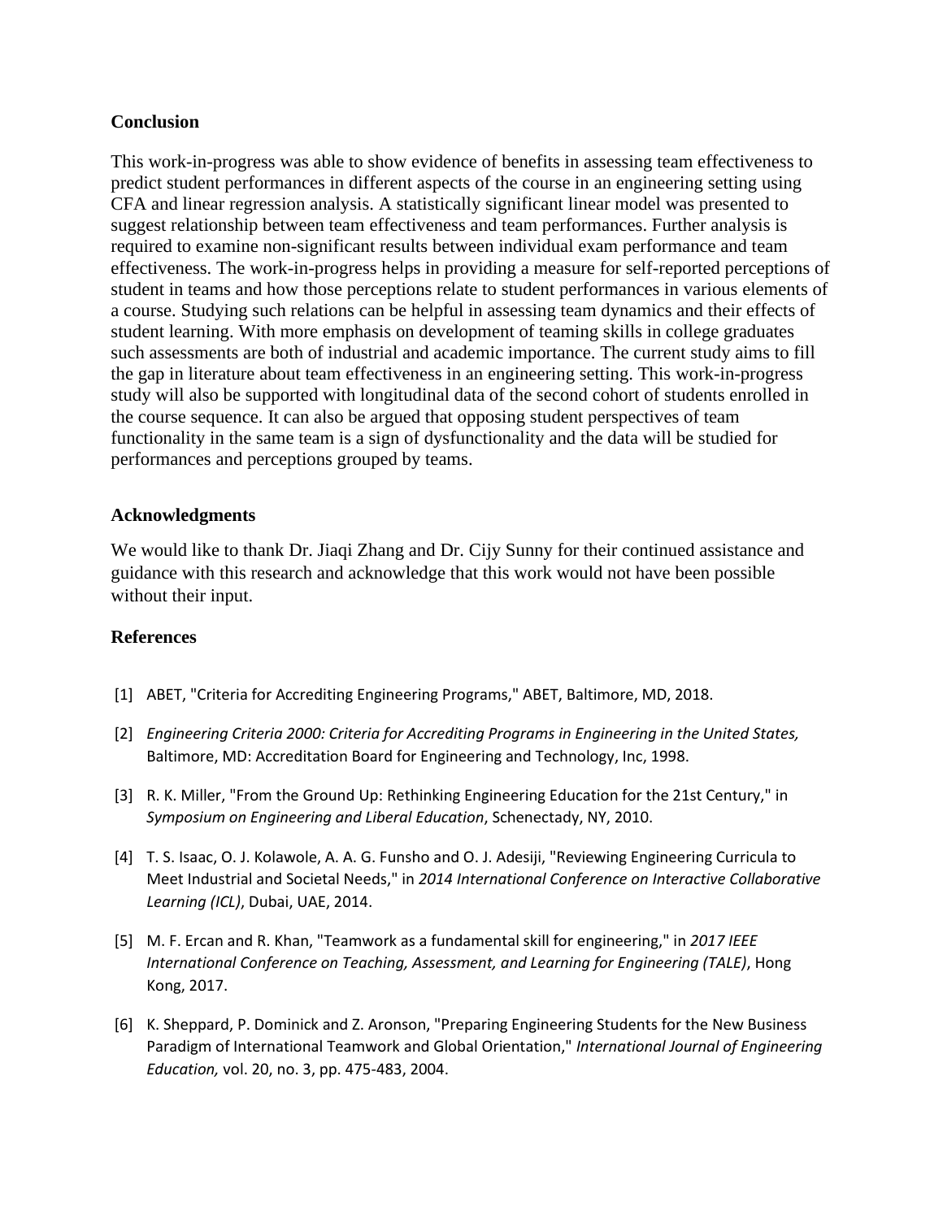## Conclusion

This work-in-progress was able to show evidence of benefits in assessing team effectiveness to predict student performances in different aspects of the course in an engineering setting using CFA and linear regression analysis. A statistically significant linear model was presented to suggest relationship between team effectiveness and team performances. Further analysis is required to examine non-significant results between individual exam performance and team effectiveness. The work-in-progress helps in providing a measure for self-reported perceptions of student in teams and how those perceptions relate to student performances in various elements of a course. Studying such relations can be helpful in assessing team dynamics and their effects of student learning. With more emphasis on development of teaming skills in college graduates such assessments are both of industrial and academic importance. The current study aims to fill the gap in literature about team effectiveness in an engineering setting. This work-in-progress study will also be supported with longitudinal data of the second cohort of students enrolled in the course sequence. It can also be argued that opposing student perspectives of team functionality in the same team is a sign of dysfunctionality and the data will be studied for performances and perceptions grouped by teams.

## Acknowledgments

We would like to thank Dr. Jiaqi Zhang and Dr. Cijy Sunny for their continued assistance and guidance with this research and acknowledge that this work would not have been possible without their input.

## References

[1] ABET, "Criteria for Accrediting Engineering Programs," ABET, Baltimore, MD, 2018.

[2] *Engineering Criteria 2000: Criteria for Accrediting Programs in Engineering in the United States,* Baltimore, MD: Accreditation Board for Engineering and Technology, Inc, 1998.

[3] R. K. Miller, "From the Ground Up: Rethinking Engineering Education for the 21st Century," in *Symposium on Engineering and Liberal Education*, Schenectady, NY, 2010.

[4] T. S. Isaac, O. J. Kolawole, A. A. G. Funsho and O. J. Adesiji, "Reviewing Engineering Curricula to Meet Industrial and Societal Needs," in *2014 International Conference on Interactive Collaborative Learning (ICL)*, Dubai, UAE, 2014.

[5] M. F. Ercan and R. Khan, "Teamwork as a fundamental skill for engineering," in *2017 IEEE International Conference on Teaching, Assessment, and Learning for Engineering (TALE)*, Hong Kong, 2017.

[6] K. Sheppard, P. Dominick and Z. Aronson, "Preparing Engineering Students for the New Business Paradigm of International Teamwork and Global Orientation," *International Journal of Engineering Education,* vol. 20, no. 3, pp. 475-483, 2004.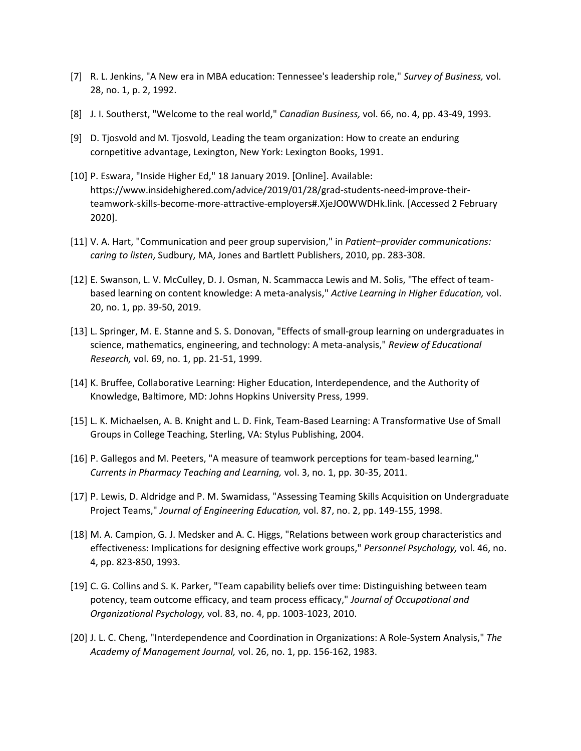[7] R. L. Jenkins, "A New era in MBA education: Tennessee's leadership role," *Survey of Business,* vol. 28, no. 1, p. 2, 1992.

[8] J. I. Southerst, "Welcome to the real world," *Canadian Business,* vol. 66, no. 4, pp. 43-49, 1993.

[9] D. Tjosvold and M. Tjosvold, Leading the team organization: How to create an enduring cornpetitive advantage, Lexington, New York: Lexington Books, 1991.

[10] P. Eswara, "Inside Higher Ed," 18 January 2019. [Online]. Available: https://www.insidehighered.com/advice/2019/01/28/grad-students-need-improve-their-teamwork-skills-become-more-attractive-employers#.XjeJO0WWDHk.link. [Accessed 2 February 2020].

[11] V. A. Hart, "Communication and peer group supervision," in *Patient–provider communications: caring to listen*, Sudbury, MA, Jones and Bartlett Publishers, 2010, pp. 283-308.

[12] E. Swanson, L. V. McCulley, D. J. Osman, N. Scammacca Lewis and M. Solis, "The effect of team-based learning on content knowledge: A meta-analysis," *Active Learning in Higher Education,* vol. 20, no. 1, pp. 39-50, 2019.

[13] L. Springer, M. E. Stanne and S. S. Donovan, "Effects of small-group learning on undergraduates in science, mathematics, engineering, and technology: A meta-analysis," *Review of Educational Research,* vol. 69, no. 1, pp. 21-51, 1999.

[14] K. Bruffee, Collaborative Learning: Higher Education, Interdependence, and the Authority of Knowledge, Baltimore, MD: Johns Hopkins University Press, 1999.

[15] L. K. Michaelsen, A. B. Knight and L. D. Fink, Team-Based Learning: A Transformative Use of Small Groups in College Teaching, Sterling, VA: Stylus Publishing, 2004.

[16] P. Gallegos and M. Peeters, "A measure of teamwork perceptions for team-based learning," *Currents in Pharmacy Teaching and Learning,* vol. 3, no. 1, pp. 30-35, 2011.

[17] P. Lewis, D. Aldridge and P. M. Swamidass, "Assessing Teaming Skills Acquisition on Undergraduate Project Teams," *Journal of Engineering Education,* vol. 87, no. 2, pp. 149-155, 1998.

[18] M. A. Campion, G. J. Medsker and A. C. Higgs, "Relations between work group characteristics and effectiveness: Implications for designing effective work groups," *Personnel Psychology,* vol. 46, no. 4, pp. 823-850, 1993.

[19] C. G. Collins and S. K. Parker, "Team capability beliefs over time: Distinguishing between team potency, team outcome efficacy, and team process efficacy," *Journal of Occupational and Organizational Psychology,* vol. 83, no. 4, pp. 1003-1023, 2010.

[20] J. L. C. Cheng, "Interdependence and Coordination in Organizations: A Role-System Analysis," *The Academy of Management Journal,* vol. 26, no. 1, pp. 156-162, 1983.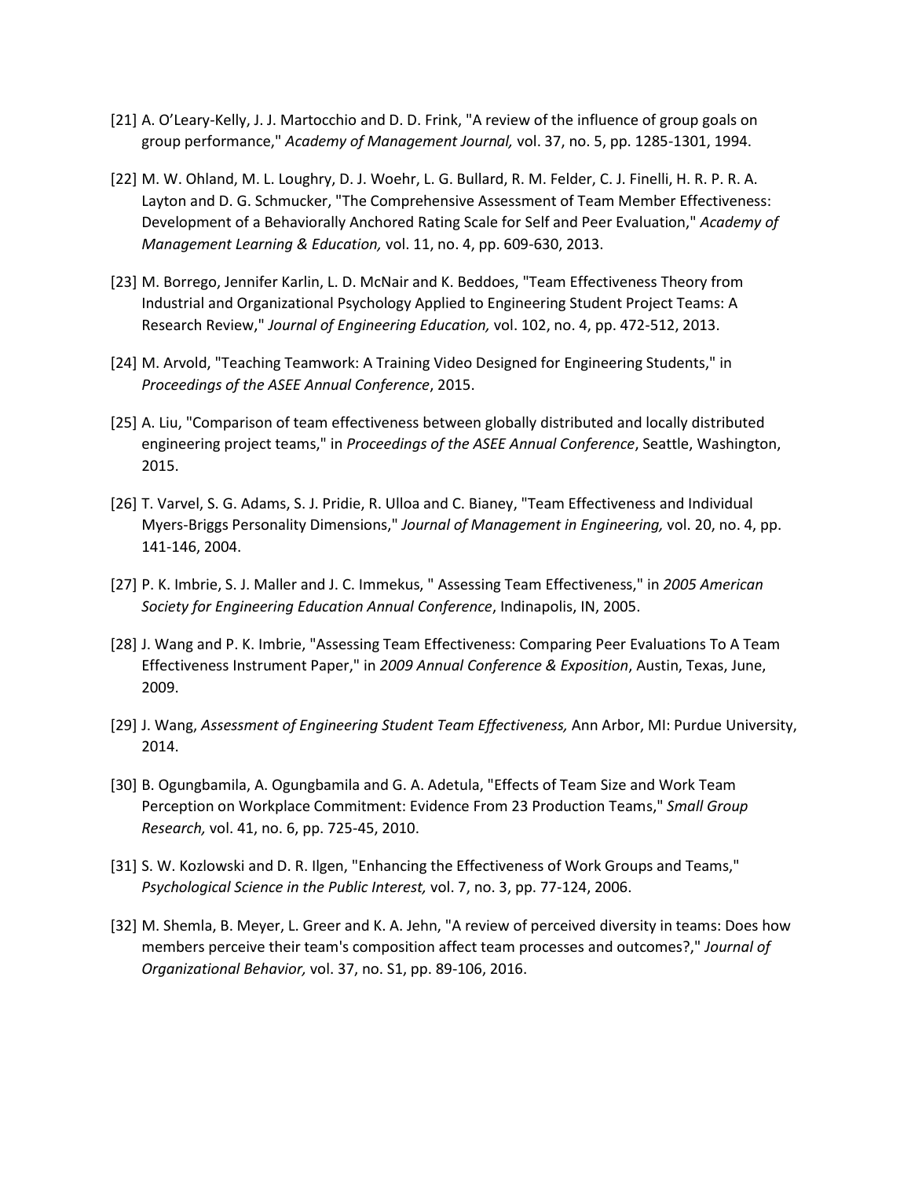[21] A. O'Leary-Kelly, J. J. Martocchio and D. D. Frink, "A review of the influence of group goals on group performance," *Academy of Management Journal,* vol. 37, no. 5, pp. 1285-1301, 1994.

[22] M. W. Ohland, M. L. Loughry, D. J. Woehr, L. G. Bullard, R. M. Felder, C. J. Finelli, H. R. P. R. A. Layton and D. G. Schmucker, "The Comprehensive Assessment of Team Member Effectiveness: Development of a Behaviorally Anchored Rating Scale for Self and Peer Evaluation," *Academy of Management Learning & Education,* vol. 11, no. 4, pp. 609-630, 2013.

[23] M. Borrego, Jennifer Karlin, L. D. McNair and K. Beddoes, "Team Effectiveness Theory from Industrial and Organizational Psychology Applied to Engineering Student Project Teams: A Research Review," *Journal of Engineering Education,* vol. 102, no. 4, pp. 472-512, 2013.

[24] M. Arvold, "Teaching Teamwork: A Training Video Designed for Engineering Students," in *Proceedings of the ASEE Annual Conference*, 2015.

[25] A. Liu, "Comparison of team effectiveness between globally distributed and locally distributed engineering project teams," in *Proceedings of the ASEE Annual Conference*, Seattle, Washington, 2015.

[26] T. Varvel, S. G. Adams, S. J. Pridie, R. Ulloa and C. Bianey, "Team Effectiveness and Individual Myers-Briggs Personality Dimensions," *Journal of Management in Engineering,* vol. 20, no. 4, pp. 141-146, 2004.

[27] P. K. Imbrie, S. J. Maller and J. C. Immekus, " Assessing Team Effectiveness," in *2005 American Society for Engineering Education Annual Conference*, Indinapolis, IN, 2005.

[28] J. Wang and P. K. Imbrie, "Assessing Team Effectiveness: Comparing Peer Evaluations To A Team Effectiveness Instrument Paper," in *2009 Annual Conference & Exposition*, Austin, Texas, June, 2009.

[29] J. Wang, *Assessment of Engineering Student Team Effectiveness,* Ann Arbor, MI: Purdue University, 2014.

[30] B. Ogungbamila, A. Ogungbamila and G. A. Adetula, "Effects of Team Size and Work Team Perception on Workplace Commitment: Evidence From 23 Production Teams," *Small Group Research,* vol. 41, no. 6, pp. 725-45, 2010.

[31] S. W. Kozlowski and D. R. Ilgen, "Enhancing the Effectiveness of Work Groups and Teams," *Psychological Science in the Public Interest,* vol. 7, no. 3, pp. 77-124, 2006.

[32] M. Shemla, B. Meyer, L. Greer and K. A. Jehn, "A review of perceived diversity in teams: Does how members perceive their team's composition affect team processes and outcomes?," *Journal of Organizational Behavior,* vol. 37, no. S1, pp. 89-106, 2016.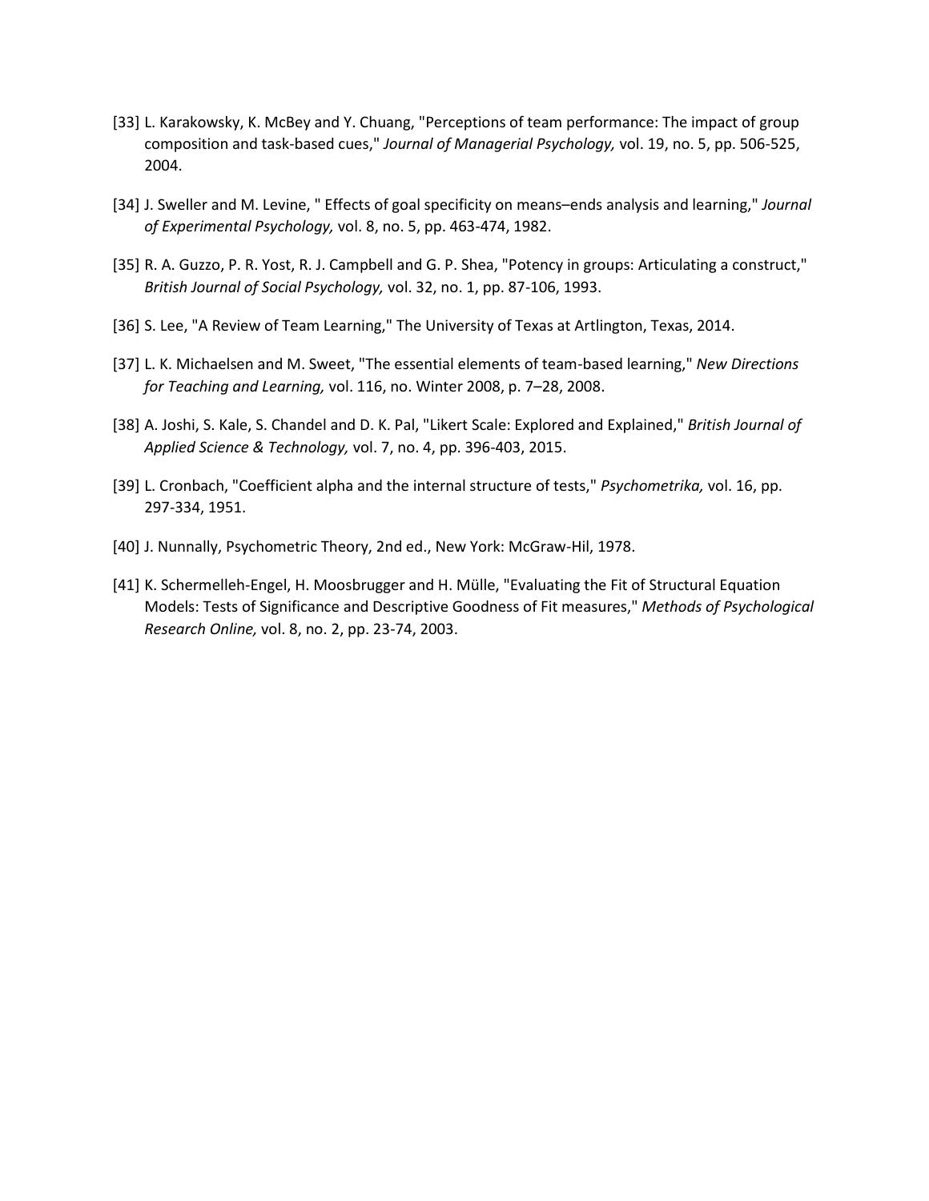[33] L. Karakowsky, K. McBey and Y. Chuang, "Perceptions of team performance: The impact of group composition and task-based cues," *Journal of Managerial Psychology,* vol. 19, no. 5, pp. 506-525, 2004.

[34] J. Sweller and M. Levine, " Effects of goal specificity on means–ends analysis and learning," *Journal of Experimental Psychology,* vol. 8, no. 5, pp. 463-474, 1982.

[35] R. A. Guzzo, P. R. Yost, R. J. Campbell and G. P. Shea, "Potency in groups: Articulating a construct," *British Journal of Social Psychology,* vol. 32, no. 1, pp. 87-106, 1993.

[36] S. Lee, "A Review of Team Learning," The University of Texas at Artlington, Texas, 2014.

[37] L. K. Michaelsen and M. Sweet, "The essential elements of team-based learning," *New Directions for Teaching and Learning,* vol. 116, no. Winter 2008, p. 7–28, 2008.

[38] A. Joshi, S. Kale, S. Chandel and D. K. Pal, "Likert Scale: Explored and Explained," *British Journal of Applied Science & Technology,* vol. 7, no. 4, pp. 396-403, 2015.

[39] L. Cronbach, "Coefficient alpha and the internal structure of tests," *Psychometrika,* vol. 16, pp. 297-334, 1951.

[40] J. Nunnally, Psychometric Theory, 2nd ed., New York: McGraw-Hil, 1978.

[41] K. Schermelleh-Engel, H. Moosbrugger and H. Mülle, "Evaluating the Fit of Structural Equation Models: Tests of Significance and Descriptive Goodness of Fit measures," *Methods of Psychological Research Online,* vol. 8, no. 2, pp. 23-74, 2003.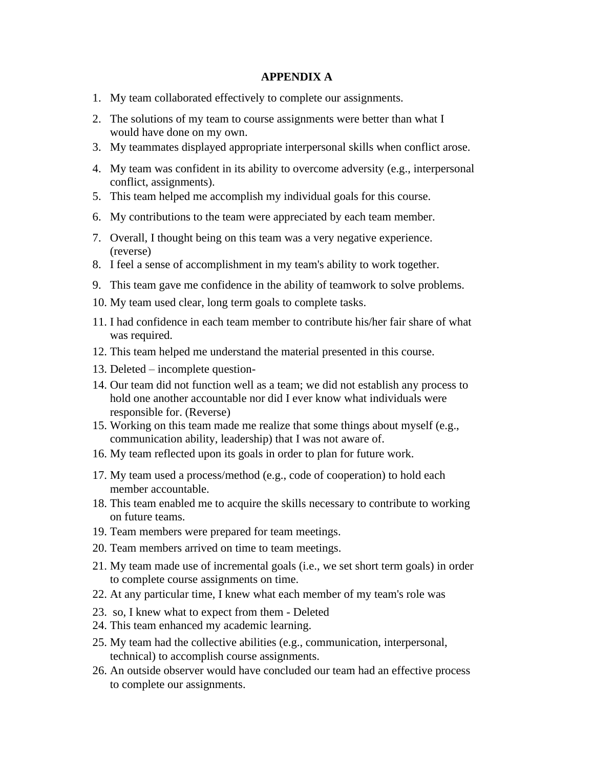## APPENDIX A

1. My team collaborated effectively to complete our assignments.
2. The solutions of my team to course assignments were better than what I would have done on my own.
3. My teammates displayed appropriate interpersonal skills when conflict arose.
4. My team was confident in its ability to overcome adversity (e.g., interpersonal conflict, assignments).
5. This team helped me accomplish my individual goals for this course.
6. My contributions to the team were appreciated by each team member.
7. Overall, I thought being on this team was a very negative experience. (reverse)
8. I feel a sense of accomplishment in my team's ability to work together.
9. This team gave me confidence in the ability of teamwork to solve problems.
10. My team used clear, long term goals to complete tasks.
11. I had confidence in each team member to contribute his/her fair share of what was required.
12. This team helped me understand the material presented in this course.
13. Deleted – incomplete question-
14. Our team did not function well as a team; we did not establish any process to hold one another accountable nor did I ever know what individuals were responsible for. (Reverse)
15. Working on this team made me realize that some things about myself (e.g., communication ability, leadership) that I was not aware of.
16. My team reflected upon its goals in order to plan for future work.
17. My team used a process/method (e.g., code of cooperation) to hold each member accountable.
18. This team enabled me to acquire the skills necessary to contribute to working on future teams.
19. Team members were prepared for team meetings.
20. Team members arrived on time to team meetings.
21. My team made use of incremental goals (i.e., we set short term goals) in order to complete course assignments on time.
22. At any particular time, I knew what each member of my team's role was
23. so, I knew what to expect from them - Deleted
24. This team enhanced my academic learning.
25. My team had the collective abilities (e.g., communication, interpersonal, technical) to accomplish course assignments.
26. An outside observer would have concluded our team had an effective process to complete our assignments.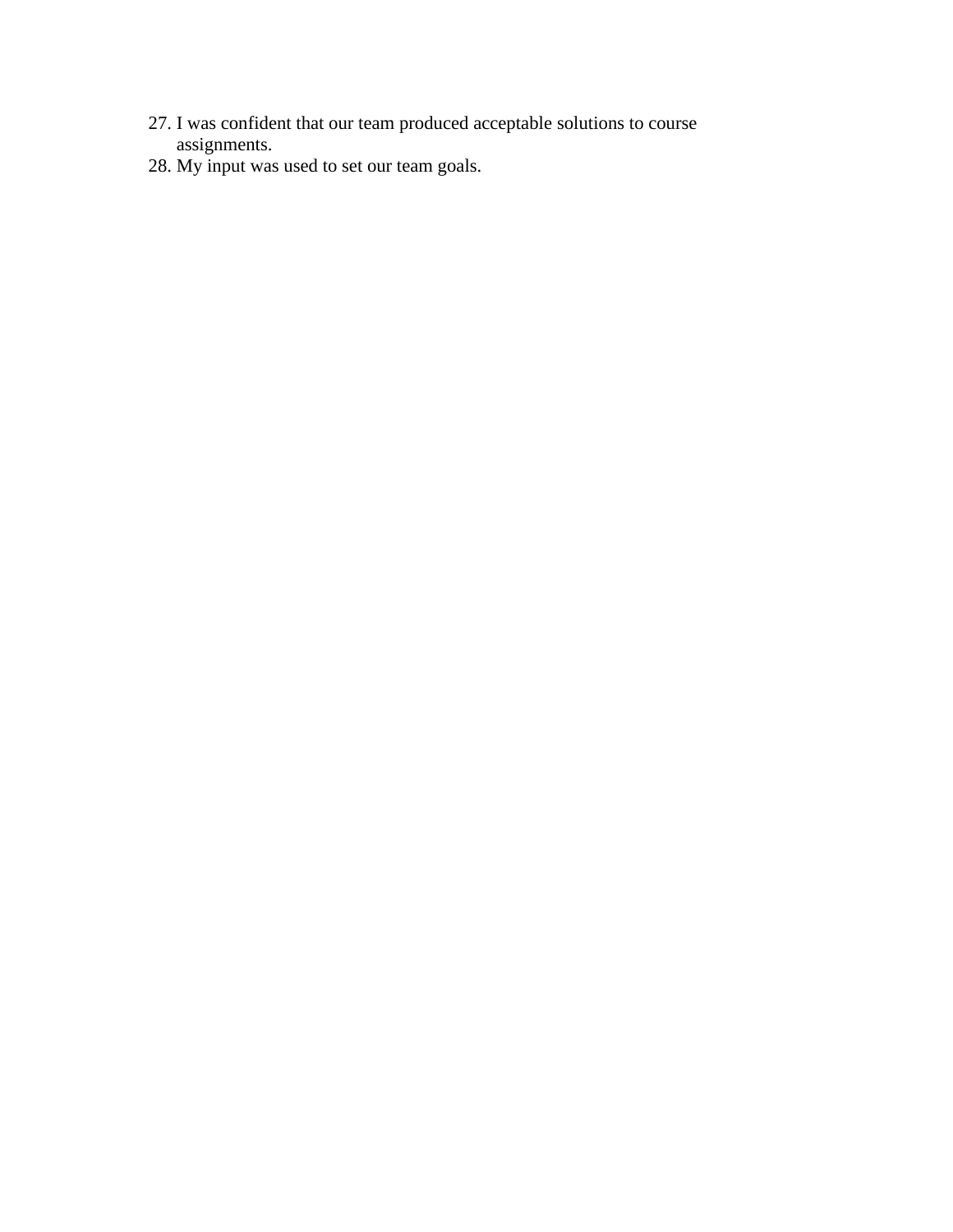27. I was confident that our team produced acceptable solutions to course assignments.
28. My input was used to set our team goals.